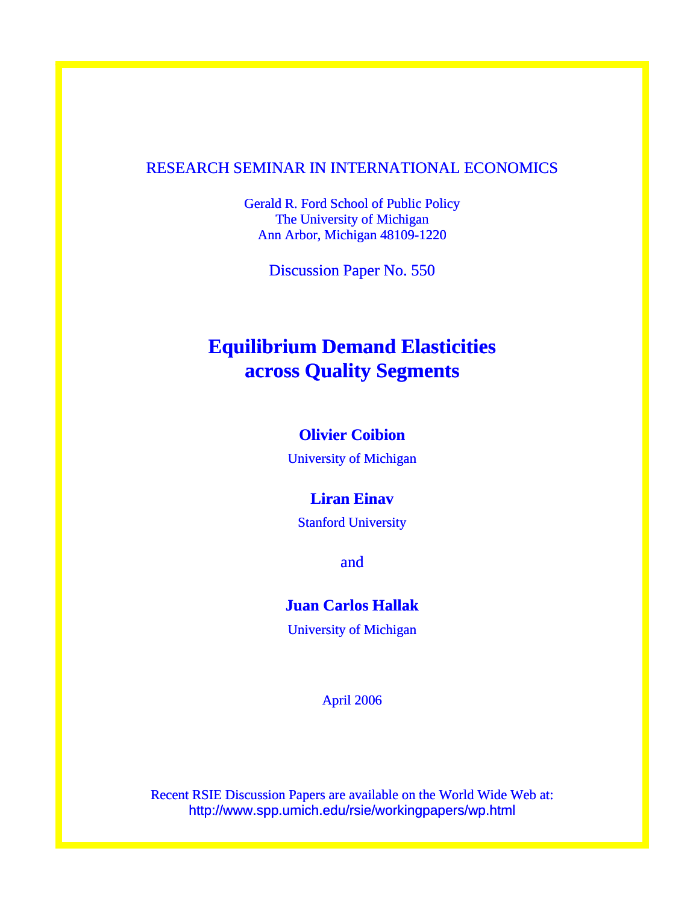RESEARCH SEMINAR IN INTERNATIONAL ECONOMICS

Gerald R. Ford School of Public Policy
The University of Michigan
Ann Arbor, Michigan 48109-1220

Discussion Paper No. 550

# Equilibrium Demand Elasticities across Quality Segments

**Olivier Coibion**

University of Michigan

**Liran Einav**

Stanford University

and

**Juan Carlos Hallak**

University of Michigan

April 2006

Recent RSIE Discussion Papers are available on the World Wide Web at:
http://www.spp.umich.edu/rsie/workingpapers/wp.html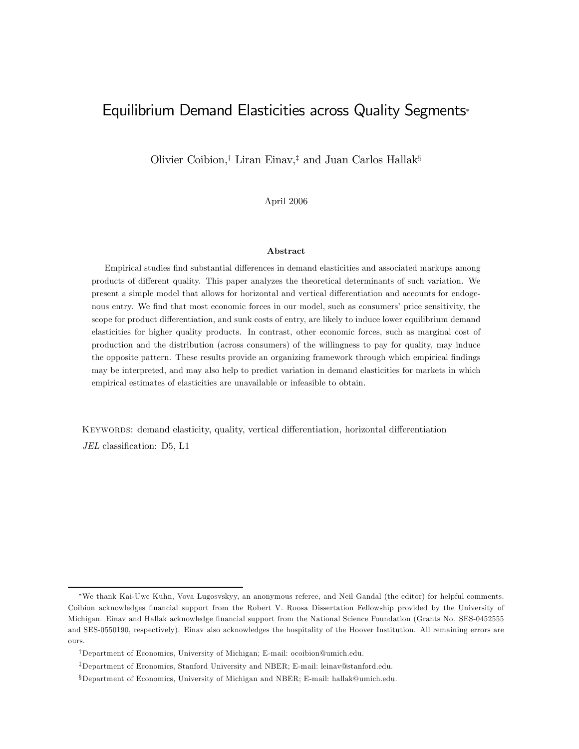# Equilibrium Demand Elasticities across Quality Segments*

Olivier Coibion,† Liran Einav,‡ and Juan Carlos Hallak§

April 2006

**Abstract**

Empirical studies find substantial differences in demand elasticities and associated markups among products of different quality. This paper analyzes the theoretical determinants of such variation. We present a simple model that allows for horizontal and vertical differentiation and accounts for endogenous entry. We find that most economic forces in our model, such as consumers' price sensitivity, the scope for product differentiation, and sunk costs of entry, are likely to induce lower equilibrium demand elasticities for higher quality products. In contrast, other economic forces, such as marginal cost of production and the distribution (across consumers) of the willingness to pay for quality, may induce the opposite pattern. These results provide an organizing framework through which empirical findings may be interpreted, and may also help to predict variation in demand elasticities for markets in which empirical estimates of elasticities are unavailable or infeasible to obtain.

KEYWORDS: demand elasticity, quality, vertical differentiation, horizontal differentiation

*JEL* classification: D5, L1

---

*We thank Kai-Uwe Kuhn, Vova Lugosvskyy, an anonymous referee, and Neil Gandal (the editor) for helpful comments. Coibion acknowledges financial support from the Robert V. Roosa Dissertation Fellowship provided by the University of Michigan. Einav and Hallak acknowledge financial support from the National Science Foundation (Grants No. SES-0452555 and SES-0550190, respectively). Einav also acknowledges the hospitality of the Hoover Institution. All remaining errors are ours.

†Department of Economics, University of Michigan; E-mail: ocoibion@umich.edu.

‡Department of Economics, Stanford University and NBER; E-mail: leinav@stanford.edu.

§Department of Economics, University of Michigan and NBER; E-mail: hallak@umich.edu.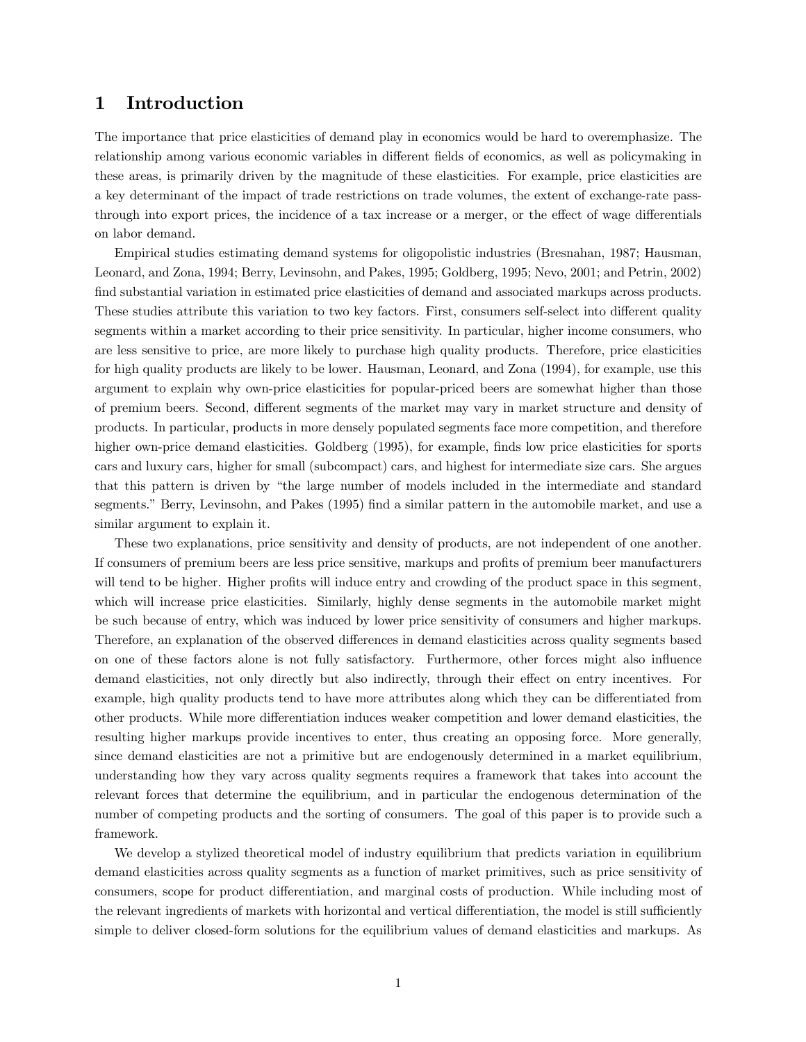# 1 Introduction

The importance that price elasticities of demand play in economics would be hard to overemphasize. The relationship among various economic variables in different fields of economics, as well as policymaking in these areas, is primarily driven by the magnitude of these elasticities. For example, price elasticities are a key determinant of the impact of trade restrictions on trade volumes, the extent of exchange-rate pass-through into export prices, the incidence of a tax increase or a merger, or the effect of wage differentials on labor demand.

Empirical studies estimating demand systems for oligopolistic industries (Bresnahan, 1987; Hausman, Leonard, and Zona, 1994; Berry, Levinsohn, and Pakes, 1995; Goldberg, 1995; Nevo, 2001; and Petrin, 2002) find substantial variation in estimated price elasticities of demand and associated markups across products. These studies attribute this variation to two key factors. First, consumers self-select into different quality segments within a market according to their price sensitivity. In particular, higher income consumers, who are less sensitive to price, are more likely to purchase high quality products. Therefore, price elasticities for high quality products are likely to be lower. Hausman, Leonard, and Zona (1994), for example, use this argument to explain why own-price elasticities for popular-priced beers are somewhat higher than those of premium beers. Second, different segments of the market may vary in market structure and density of products. In particular, products in more densely populated segments face more competition, and therefore higher own-price demand elasticities. Goldberg (1995), for example, finds low price elasticities for sports cars and luxury cars, higher for small (subcompact) cars, and highest for intermediate size cars. She argues that this pattern is driven by "the large number of models included in the intermediate and standard segments." Berry, Levinsohn, and Pakes (1995) find a similar pattern in the automobile market, and use a similar argument to explain it.

These two explanations, price sensitivity and density of products, are not independent of one another. If consumers of premium beers are less price sensitive, markups and profits of premium beer manufacturers will tend to be higher. Higher profits will induce entry and crowding of the product space in this segment, which will increase price elasticities. Similarly, highly dense segments in the automobile market might be such because of entry, which was induced by lower price sensitivity of consumers and higher markups. Therefore, an explanation of the observed differences in demand elasticities across quality segments based on one of these factors alone is not fully satisfactory. Furthermore, other forces might also influence demand elasticities, not only directly but also indirectly, through their effect on entry incentives. For example, high quality products tend to have more attributes along which they can be differentiated from other products. While more differentiation induces weaker competition and lower demand elasticities, the resulting higher markups provide incentives to enter, thus creating an opposing force. More generally, since demand elasticities are not a primitive but are endogenously determined in a market equilibrium, understanding how they vary across quality segments requires a framework that takes into account the relevant forces that determine the equilibrium, and in particular the endogenous determination of the number of competing products and the sorting of consumers. The goal of this paper is to provide such a framework.

We develop a stylized theoretical model of industry equilibrium that predicts variation in equilibrium demand elasticities across quality segments as a function of market primitives, such as price sensitivity of consumers, scope for product differentiation, and marginal costs of production. While including most of the relevant ingredients of markets with horizontal and vertical differentiation, the model is still sufficiently simple to deliver closed-form solutions for the equilibrium values of demand elasticities and markups. As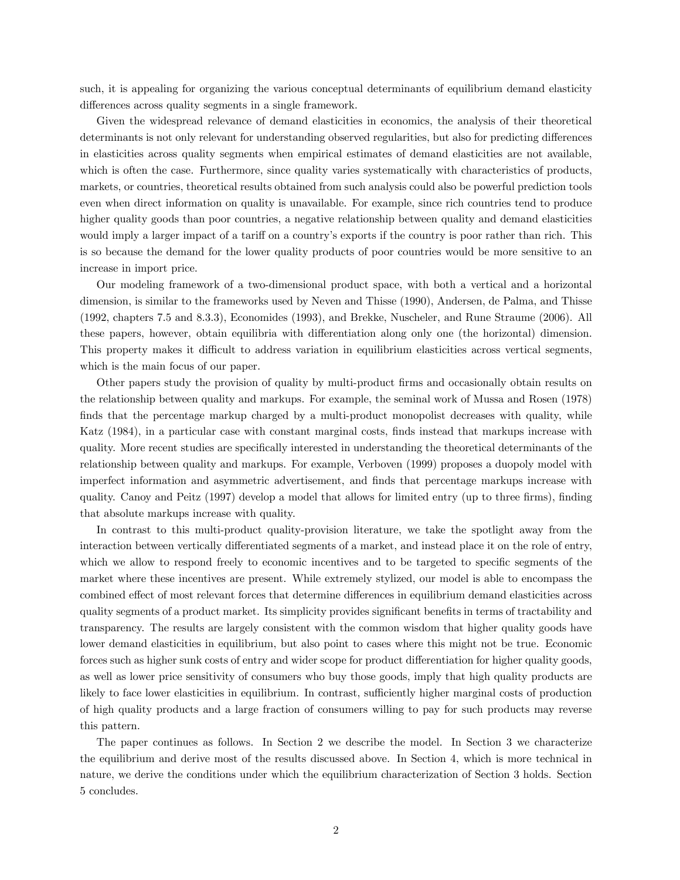such, it is appealing for organizing the various conceptual determinants of equilibrium demand elasticity differences across quality segments in a single framework.

Given the widespread relevance of demand elasticities in economics, the analysis of their theoretical determinants is not only relevant for understanding observed regularities, but also for predicting differences in elasticities across quality segments when empirical estimates of demand elasticities are not available, which is often the case. Furthermore, since quality varies systematically with characteristics of products, markets, or countries, theoretical results obtained from such analysis could also be powerful prediction tools even when direct information on quality is unavailable. For example, since rich countries tend to produce higher quality goods than poor countries, a negative relationship between quality and demand elasticities would imply a larger impact of a tariff on a country's exports if the country is poor rather than rich. This is so because the demand for the lower quality products of poor countries would be more sensitive to an increase in import price.

Our modeling framework of a two-dimensional product space, with both a vertical and a horizontal dimension, is similar to the frameworks used by Neven and Thisse (1990), Andersen, de Palma, and Thisse (1992, chapters 7.5 and 8.3.3), Economides (1993), and Brekke, Nuscheler, and Rune Straume (2006). All these papers, however, obtain equilibria with differentiation along only one (the horizontal) dimension. This property makes it difficult to address variation in equilibrium elasticities across vertical segments, which is the main focus of our paper.

Other papers study the provision of quality by multi-product firms and occasionally obtain results on the relationship between quality and markups. For example, the seminal work of Mussa and Rosen (1978) finds that the percentage markup charged by a multi-product monopolist decreases with quality, while Katz (1984), in a particular case with constant marginal costs, finds instead that markups increase with quality. More recent studies are specifically interested in understanding the theoretical determinants of the relationship between quality and markups. For example, Verboven (1999) proposes a duopoly model with imperfect information and asymmetric advertisement, and finds that percentage markups increase with quality. Canoy and Peitz (1997) develop a model that allows for limited entry (up to three firms), finding that absolute markups increase with quality.

In contrast to this multi-product quality-provision literature, we take the spotlight away from the interaction between vertically differentiated segments of a market, and instead place it on the role of entry, which we allow to respond freely to economic incentives and to be targeted to specific segments of the market where these incentives are present. While extremely stylized, our model is able to encompass the combined effect of most relevant forces that determine differences in equilibrium demand elasticities across quality segments of a product market. Its simplicity provides significant benefits in terms of tractability and transparency. The results are largely consistent with the common wisdom that higher quality goods have lower demand elasticities in equilibrium, but also point to cases where this might not be true. Economic forces such as higher sunk costs of entry and wider scope for product differentiation for higher quality goods, as well as lower price sensitivity of consumers who buy those goods, imply that high quality products are likely to face lower elasticities in equilibrium. In contrast, sufficiently higher marginal costs of production of high quality products and a large fraction of consumers willing to pay for such products may reverse this pattern.

The paper continues as follows. In Section 2 we describe the model. In Section 3 we characterize the equilibrium and derive most of the results discussed above. In Section 4, which is more technical in nature, we derive the conditions under which the equilibrium characterization of Section 3 holds. Section 5 concludes.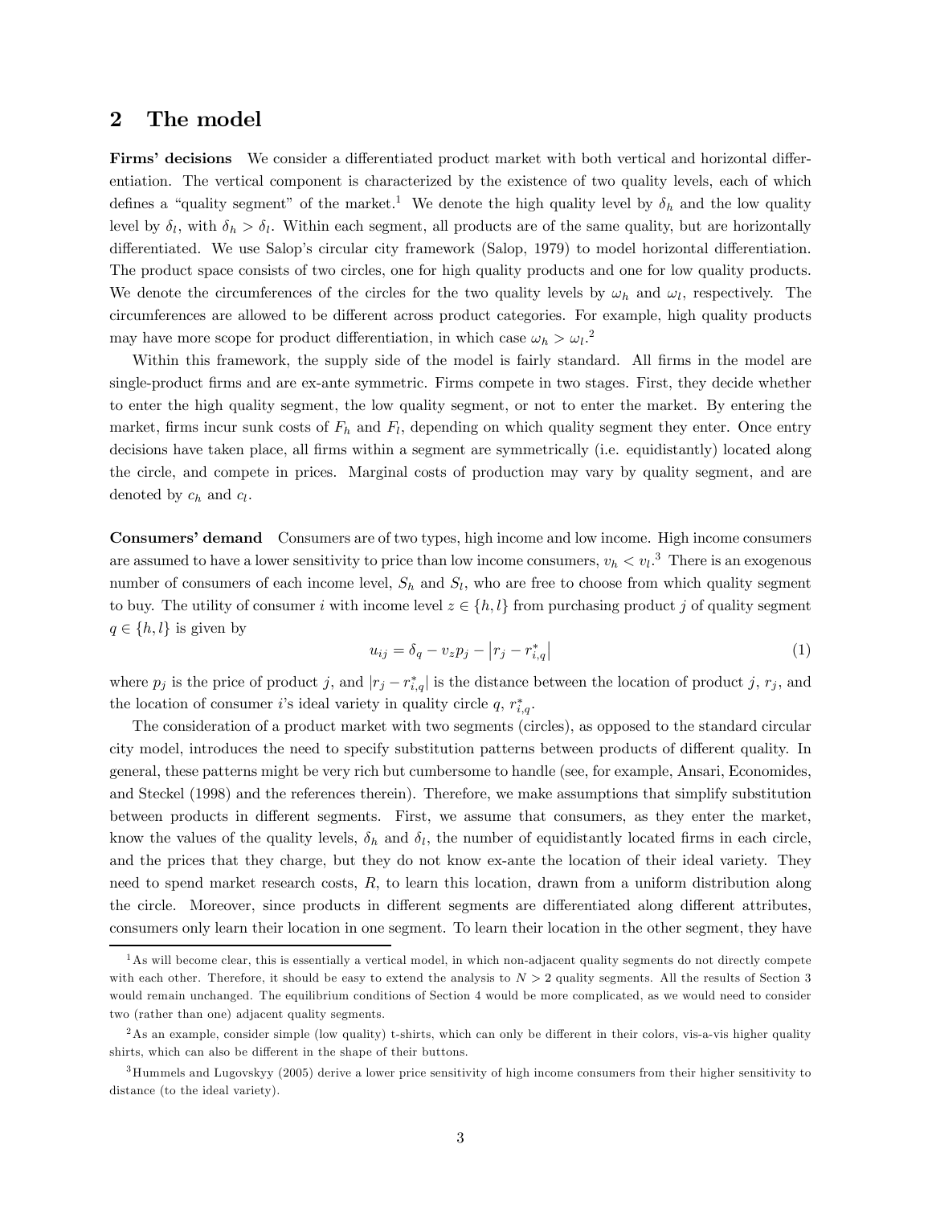## 2 The model

**Firms' decisions** We consider a differentiated product market with both vertical and horizontal differentiation. The vertical component is characterized by the existence of two quality levels, each of which defines a "quality segment" of the market.[1] We denote the high quality level by $\delta_h$ and the low quality level by $\delta_l$, with $\delta_h > \delta_l$. Within each segment, all products are of the same quality, but are horizontally differentiated. We use Salop's circular city framework (Salop, 1979) to model horizontal differentiation. The product space consists of two circles, one for high quality products and one for low quality products. We denote the circumferences of the circles for the two quality levels by $\omega_h$ and $\omega_l$, respectively. The circumferences are allowed to be different across product categories. For example, high quality products may have more scope for product differentiation, in which case $\omega_h > \omega_l$.[2]

Within this framework, the supply side of the model is fairly standard. All firms in the model are single-product firms and are ex-ante symmetric. Firms compete in two stages. First, they decide whether to enter the high quality segment, the low quality segment, or not to enter the market. By entering the market, firms incur sunk costs of $F_h$ and $F_l$, depending on which quality segment they enter. Once entry decisions have taken place, all firms within a segment are symmetrically (i.e. equidistantly) located along the circle, and compete in prices. Marginal costs of production may vary by quality segment, and are denoted by $c_h$ and $c_l$.

**Consumers' demand** Consumers are of two types, high income and low income. High income consumers are assumed to have a lower sensitivity to price than low income consumers, $v_h < v_l$.[3] There is an exogenous number of consumers of each income level, $S_h$ and $S_l$, who are free to choose from which quality segment to buy. The utility of consumer $i$ with income level $z \in \{h, l\}$ from purchasing product $j$ of quality segment $q \in \{h, l\}$ is given by

$$u_{ij} = \delta_q - v_z p_j - \left| r_j - r^*_{i,q} \right| \tag{1}$$

where $p_j$ is the price of product $j$, and $|r_j - r^*_{i,q}|$ is the distance between the location of product $j$, $r_j$, and the location of consumer $i$'s ideal variety in quality circle $q$, $r^*_{i,q}$.

The consideration of a product market with two segments (circles), as opposed to the standard circular city model, introduces the need to specify substitution patterns between products of different quality. In general, these patterns might be very rich but cumbersome to handle (see, for example, Ansari, Economides, and Steckel (1998) and the references therein). Therefore, we make assumptions that simplify substitution between products in different segments. First, we assume that consumers, as they enter the market, know the values of the quality levels, $\delta_h$ and $\delta_l$, the number of equidistantly located firms in each circle, and the prices that they charge, but they do not know ex-ante the location of their ideal variety. They need to spend market research costs, $R$, to learn this location, drawn from a uniform distribution along the circle. Moreover, since products in different segments are differentiated along different attributes, consumers only learn their location in one segment. To learn their location in the other segment, they have

---

[1] As will become clear, this is essentially a vertical model, in which non-adjacent quality segments do not directly compete with each other. Therefore, it should be easy to extend the analysis to $N > 2$ quality segments. All the results of Section 3 would remain unchanged. The equilibrium conditions of Section 4 would be more complicated, as we would need to consider two (rather than one) adjacent quality segments.

[2] As an example, consider simple (low quality) t-shirts, which can only be different in their colors, vis-a-vis higher quality shirts, which can also be different in the shape of their buttons.

[3] Hummels and Lugovskyy (2005) derive a lower price sensitivity of high income consumers from their higher sensitivity to distance (to the ideal variety).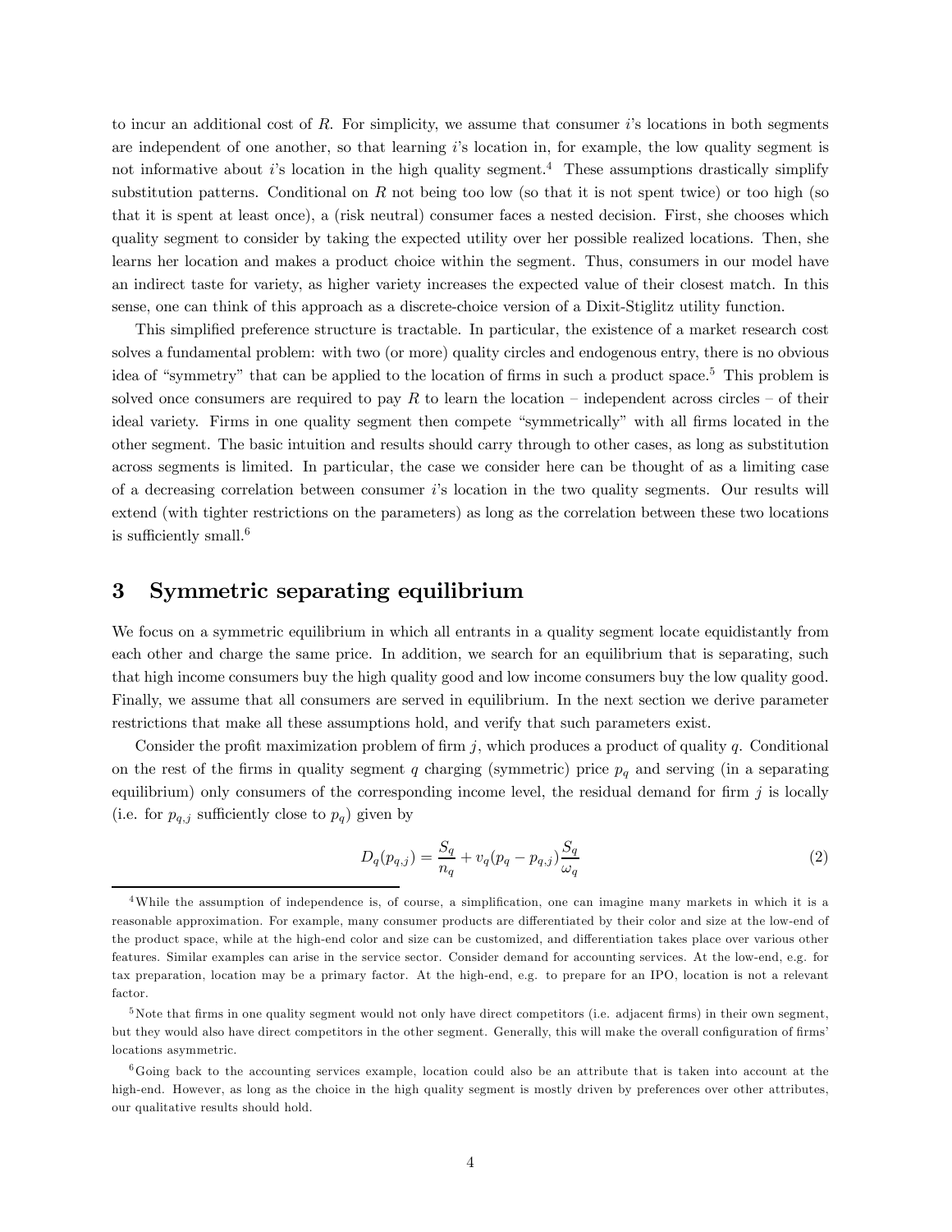to incur an additional cost of $R$. For simplicity, we assume that consumer $i$'s locations in both segments are independent of one another, so that learning $i$'s location in, for example, the low quality segment is not informative about $i$'s location in the high quality segment.[4] These assumptions drastically simplify substitution patterns. Conditional on $R$ not being too low (so that it is not spent twice) or too high (so that it is spent at least once), a (risk neutral) consumer faces a nested decision. First, she chooses which quality segment to consider by taking the expected utility over her possible realized locations. Then, she learns her location and makes a product choice within the segment. Thus, consumers in our model have an indirect taste for variety, as higher variety increases the expected value of their closest match. In this sense, one can think of this approach as a discrete-choice version of a Dixit-Stiglitz utility function.

This simplified preference structure is tractable. In particular, the existence of a market research cost solves a fundamental problem: with two (or more) quality circles and endogenous entry, there is no obvious idea of "symmetry" that can be applied to the location of firms in such a product space.[5] This problem is solved once consumers are required to pay $R$ to learn the location – independent across circles – of their ideal variety. Firms in one quality segment then compete "symmetrically" with all firms located in the other segment. The basic intuition and results should carry through to other cases, as long as substitution across segments is limited. In particular, the case we consider here can be thought of as a limiting case of a decreasing correlation between consumer $i$'s location in the two quality segments. Our results will extend (with tighter restrictions on the parameters) as long as the correlation between these two locations is sufficiently small.[6]

# 3 Symmetric separating equilibrium

We focus on a symmetric equilibrium in which all entrants in a quality segment locate equidistantly from each other and charge the same price. In addition, we search for an equilibrium that is separating, such that high income consumers buy the high quality good and low income consumers buy the low quality good. Finally, we assume that all consumers are served in equilibrium. In the next section we derive parameter restrictions that make all these assumptions hold, and verify that such parameters exist.

Consider the profit maximization problem of firm $j$, which produces a product of quality $q$. Conditional on the rest of the firms in quality segment $q$ charging (symmetric) price $p_q$ and serving (in a separating equilibrium) only consumers of the corresponding income level, the residual demand for firm $j$ is locally (i.e. for $p_{q,j}$ sufficiently close to $p_q$) given by

$$D_q(p_{q,j}) = \frac{S_q}{n_q} + v_q(p_q - p_{q,j})\frac{S_q}{\omega_q} \tag{2}$$

---

[4] While the assumption of independence is, of course, a simplification, one can imagine many markets in which it is a reasonable approximation. For example, many consumer products are differentiated by their color and size at the low-end of the product space, while at the high-end color and size can be customized, and differentiation takes place over various other features. Similar examples can arise in the service sector. Consider demand for accounting services. At the low-end, e.g. for tax preparation, location may be a primary factor. At the high-end, e.g. to prepare for an IPO, location is not a relevant factor.

[5] Note that firms in one quality segment would not only have direct competitors (i.e. adjacent firms) in their own segment, but they would also have direct competitors in the other segment. Generally, this will make the overall configuration of firms' locations asymmetric.

[6] Going back to the accounting services example, location could also be an attribute that is taken into account at the high-end. However, as long as the choice in the high quality segment is mostly driven by preferences over other attributes, our qualitative results should hold.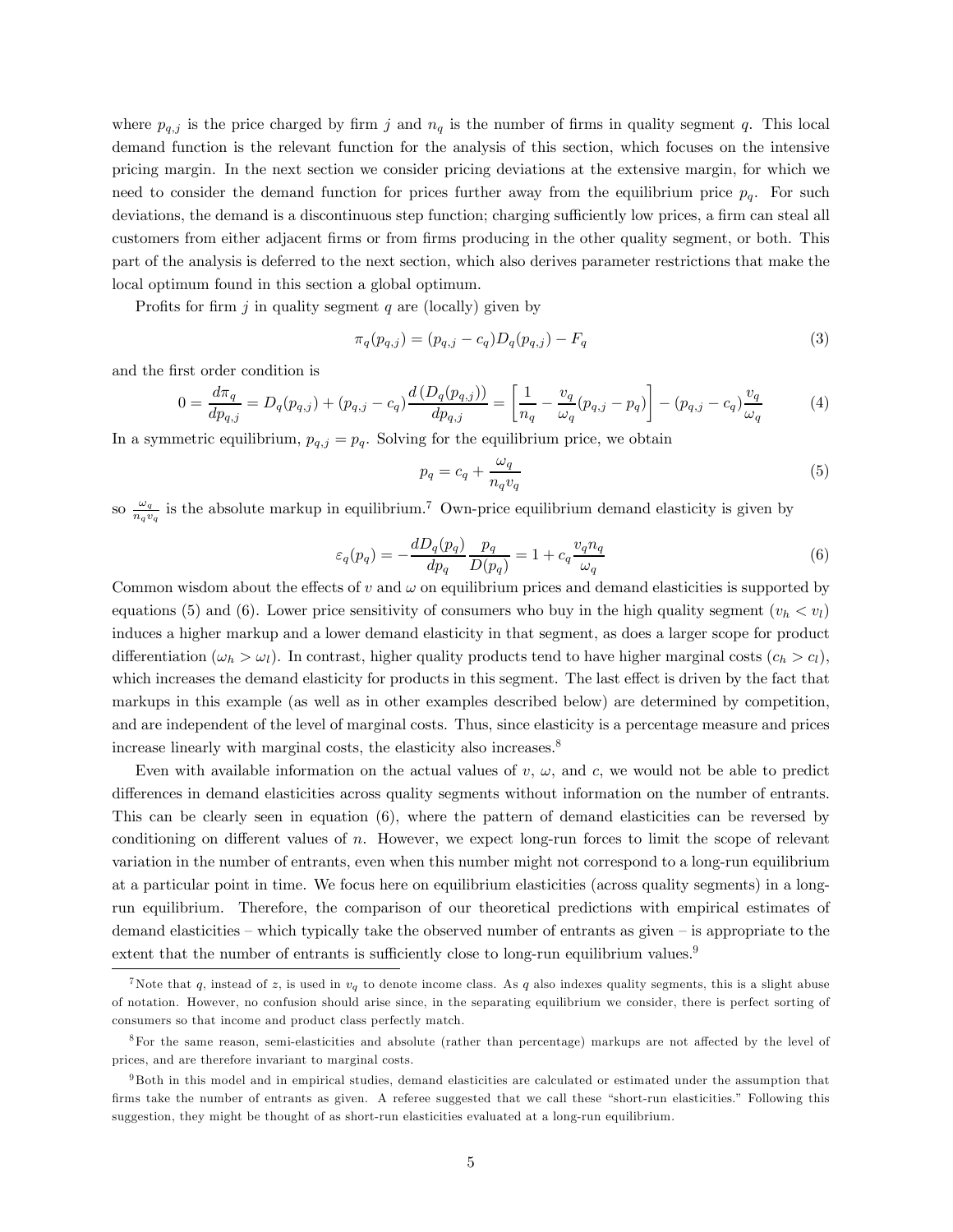where $p_{q,j}$ is the price charged by firm $j$ and $n_q$ is the number of firms in quality segment $q$. This local demand function is the relevant function for the analysis of this section, which focuses on the intensive pricing margin. In the next section we consider pricing deviations at the extensive margin, for which we need to consider the demand function for prices further away from the equilibrium price $p_q$. For such deviations, the demand is a discontinuous step function; charging sufficiently low prices, a firm can steal all customers from either adjacent firms or from firms producing in the other quality segment, or both. This part of the analysis is deferred to the next section, which also derives parameter restrictions that make the local optimum found in this section a global optimum.

Profits for firm $j$ in quality segment $q$ are (locally) given by

$$\pi_q(p_{q,j}) = (p_{q,j} - c_q)D_q(p_{q,j}) - F_q \tag{3}$$

and the first order condition is

$$0 = \frac{d\pi_q}{dp_{q,j}} = D_q(p_{q,j}) + (p_{q,j} - c_q)\frac{d\left(D_q(p_{q,j})\right)}{dp_{q,j}} = \left[\frac{1}{n_q} - \frac{v_q}{\omega_q}(p_{q,j} - p_q)\right] - (p_{q,j} - c_q)\frac{v_q}{\omega_q} \tag{4}$$

In a symmetric equilibrium, $p_{q,j} = p_q$. Solving for the equilibrium price, we obtain

$$p_q = c_q + \frac{\omega_q}{n_q v_q} \tag{5}$$

so $\frac{\omega_q}{n_q v_q}$ is the absolute markup in equilibrium.[7] Own-price equilibrium demand elasticity is given by

$$\varepsilon_q(p_q) = -\frac{dD_q(p_q)}{dp_q}\frac{p_q}{D(p_q)} = 1 + c_q\frac{v_q n_q}{\omega_q} \tag{6}$$

Common wisdom about the effects of $v$ and $\omega$ on equilibrium prices and demand elasticities is supported by equations (5) and (6). Lower price sensitivity of consumers who buy in the high quality segment ($v_h < v_l$) induces a higher markup and a lower demand elasticity in that segment, as does a larger scope for product differentiation ($\omega_h > \omega_l$). In contrast, higher quality products tend to have higher marginal costs ($c_h > c_l$), which increases the demand elasticity for products in this segment. The last effect is driven by the fact that markups in this example (as well as in other examples described below) are determined by competition, and are independent of the level of marginal costs. Thus, since elasticity is a percentage measure and prices increase linearly with marginal costs, the elasticity also increases.[8]

Even with available information on the actual values of $v$, $\omega$, and $c$, we would not be able to predict differences in demand elasticities across quality segments without information on the number of entrants. This can be clearly seen in equation (6), where the pattern of demand elasticities can be reversed by conditioning on different values of $n$. However, we expect long-run forces to limit the scope of relevant variation in the number of entrants, even when this number might not correspond to a long-run equilibrium at a particular point in time. We focus here on equilibrium elasticities (across quality segments) in a long-run equilibrium. Therefore, the comparison of our theoretical predictions with empirical estimates of demand elasticities – which typically take the observed number of entrants as given – is appropriate to the extent that the number of entrants is sufficiently close to long-run equilibrium values.[9]

---

[7] Note that $q$, instead of $z$, is used in $v_q$ to denote income class. As $q$ also indexes quality segments, this is a slight abuse of notation. However, no confusion should arise since, in the separating equilibrium we consider, there is perfect sorting of consumers so that income and product class perfectly match.

[8] For the same reason, semi-elasticities and absolute (rather than percentage) markups are not affected by the level of prices, and are therefore invariant to marginal costs.

[9] Both in this model and in empirical studies, demand elasticities are calculated or estimated under the assumption that firms take the number of entrants as given. A referee suggested that we call these "short-run elasticities." Following this suggestion, they might be thought of as short-run elasticities evaluated at a long-run equilibrium.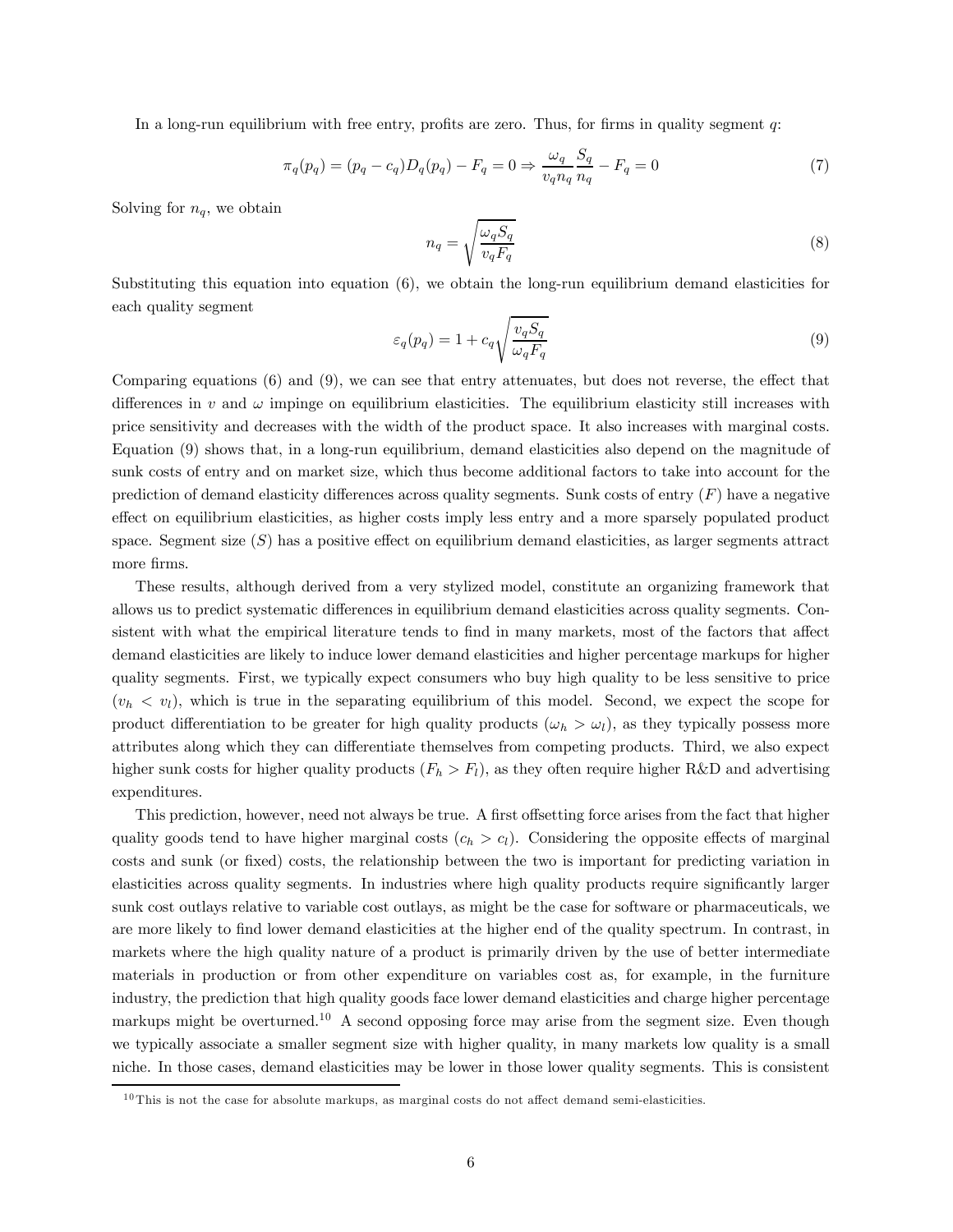In a long-run equilibrium with free entry, profits are zero. Thus, for firms in quality segment $q$:

$$\pi_q(p_q) = (p_q - c_q)D_q(p_q) - F_q = 0 \Rightarrow \frac{\omega_q}{v_q n_q}\frac{S_q}{n_q} - F_q = 0 \tag{7}$$

Solving for $n_q$, we obtain

$$n_q = \sqrt{\frac{\omega_q S_q}{v_q F_q}} \tag{8}$$

Substituting this equation into equation (6), we obtain the long-run equilibrium demand elasticities for each quality segment

$$\varepsilon_q(p_q) = 1 + c_q\sqrt{\frac{v_q S_q}{\omega_q F_q}} \tag{9}$$

Comparing equations (6) and (9), we can see that entry attenuates, but does not reverse, the effect that differences in $v$ and $\omega$ impinge on equilibrium elasticities. The equilibrium elasticity still increases with price sensitivity and decreases with the width of the product space. It also increases with marginal costs. Equation (9) shows that, in a long-run equilibrium, demand elasticities also depend on the magnitude of sunk costs of entry and on market size, which thus become additional factors to take into account for the prediction of demand elasticity differences across quality segments. Sunk costs of entry ($F$) have a negative effect on equilibrium elasticities, as higher costs imply less entry and a more sparsely populated product space. Segment size ($S$) has a positive effect on equilibrium demand elasticities, as larger segments attract more firms.

These results, although derived from a very stylized model, constitute an organizing framework that allows us to predict systematic differences in equilibrium demand elasticities across quality segments. Consistent with what the empirical literature tends to find in many markets, most of the factors that affect demand elasticities are likely to induce lower demand elasticities and higher percentage markups for higher quality segments. First, we typically expect consumers who buy high quality to be less sensitive to price ($v_h < v_l$), which is true in the separating equilibrium of this model. Second, we expect the scope for product differentiation to be greater for high quality products ($\omega_h > \omega_l$), as they typically possess more attributes along which they can differentiate themselves from competing products. Third, we also expect higher sunk costs for higher quality products ($F_h > F_l$), as they often require higher R&D and advertising expenditures.

This prediction, however, need not always be true. A first offsetting force arises from the fact that higher quality goods tend to have higher marginal costs ($c_h > c_l$). Considering the opposite effects of marginal costs and sunk (or fixed) costs, the relationship between the two is important for predicting variation in elasticities across quality segments. In industries where high quality products require significantly larger sunk cost outlays relative to variable cost outlays, as might be the case for software or pharmaceuticals, we are more likely to find lower demand elasticities at the higher end of the quality spectrum. In contrast, in markets where the high quality nature of a product is primarily driven by the use of better intermediate materials in production or from other expenditure on variables cost as, for example, in the furniture industry, the prediction that high quality goods face lower demand elasticities and charge higher percentage markups might be overturned.[10] A second opposing force may arise from the segment size. Even though we typically associate a smaller segment size with higher quality, in many markets low quality is a small niche. In those cases, demand elasticities may be lower in those lower quality segments. This is consistent

[10] This is not the case for absolute markups, as marginal costs do not affect demand semi-elasticities.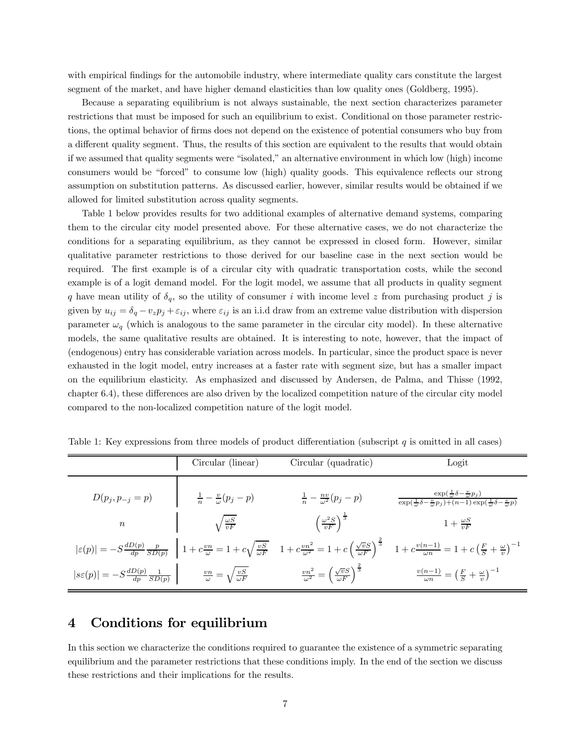with empirical findings for the automobile industry, where intermediate quality cars constitute the largest segment of the market, and have higher demand elasticities than low quality ones (Goldberg, 1995).

Because a separating equilibrium is not always sustainable, the next section characterizes parameter restrictions that must be imposed for such an equilibrium to exist. Conditional on those parameter restrictions, the optimal behavior of firms does not depend on the existence of potential consumers who buy from a different quality segment. Thus, the results of this section are equivalent to the results that would obtain if we assumed that quality segments were "isolated," an alternative environment in which low (high) income consumers would be "forced" to consume low (high) quality goods. This equivalence reflects our strong assumption on substitution patterns. As discussed earlier, however, similar results would be obtained if we allowed for limited substitution across quality segments.

Table 1 below provides results for two additional examples of alternative demand systems, comparing them to the circular city model presented above. For these alternative cases, we do not characterize the conditions for a separating equilibrium, as they cannot be expressed in closed form. However, similar qualitative parameter restrictions to those derived for our baseline case in the next section would be required. The first example is of a circular city with quadratic transportation costs, while the second example is of a logit demand model. For the logit model, we assume that all products in quality segment $q$ have mean utility of $\delta_q$, so the utility of consumer $i$ with income level $z$ from purchasing product $j$ is given by $u_{ij} = \delta_q - v_z p_j + \varepsilon_{ij}$, where $\varepsilon_{ij}$ is an i.i.d draw from an extreme value distribution with dispersion parameter $\omega_q$ (which is analogous to the same parameter in the circular city model). In these alternative models, the same qualitative results are obtained. It is interesting to note, however, that the impact of (endogenous) entry has considerable variation across models. In particular, since the product space is never exhausted in the logit model, entry increases at a faster rate with segment size, but has a smaller impact on the equilibrium elasticity. As emphasized and discussed by Andersen, de Palma, and Thisse (1992, chapter 6.4), these differences are also driven by the localized competition nature of the circular city model compared to the non-localized competition nature of the logit model.

Table 1: Key expressions from three models of product differentiation (subscript $q$ is omitted in all cases)

| | Circular (linear) | Circular (quadratic) | Logit |
|---|---|---|---|
| $D(p_j, p_{-j} = p)$ | $\frac{1}{n} - \frac{v}{\omega}(p_j - p)$ | $\frac{1}{n} - \frac{nv}{\omega^2}(p_j - p)$ | $\frac{\exp(\frac{1}{\omega}\delta - \frac{v}{\omega}p_j)}{\exp(\frac{1}{\omega}\delta - \frac{v}{\omega}p_j) + (n-1)\exp(\frac{1}{\omega}\delta - \frac{v}{\omega}p)}$ |
| $n$ | $\sqrt{\frac{\omega S}{vF}}$ | $\left(\frac{\omega^2 S}{vF}\right)^{\frac{1}{3}}$ | $1 + \frac{\omega S}{vF}$ |
| $\lvert\varepsilon(p)\rvert = -S\frac{dD(p)}{dp}\frac{p}{SD(p)}$ | $1 + c\frac{vn}{\omega} = 1 + c\sqrt{\frac{vS}{\omega F}}$ | $1 + c\frac{vn^2}{\omega^2} = 1 + c\left(\frac{\sqrt{v}S}{\omega F}\right)^{\frac{2}{3}}$ | $1 + c\frac{v(n-1)}{\omega n} = 1 + c\left(\frac{F}{S} + \frac{\omega}{v}\right)^{-1}$ |
| $\lvert s\varepsilon(p)\rvert = -S\frac{dD(p)}{dp}\frac{1}{SD(p)}$ | $\frac{vn}{\omega} = \sqrt{\frac{vS}{\omega F}}$ | $\frac{vn^2}{\omega^2} = \left(\frac{\sqrt{v}S}{\omega F}\right)^{\frac{2}{3}}$ | $\frac{v(n-1)}{\omega n} = \left(\frac{F}{S} + \frac{\omega}{v}\right)^{-1}$ |

## 4 Conditions for equilibrium

In this section we characterize the conditions required to guarantee the existence of a symmetric separating equilibrium and the parameter restrictions that these conditions imply. In the end of the section we discuss these restrictions and their implications for the results.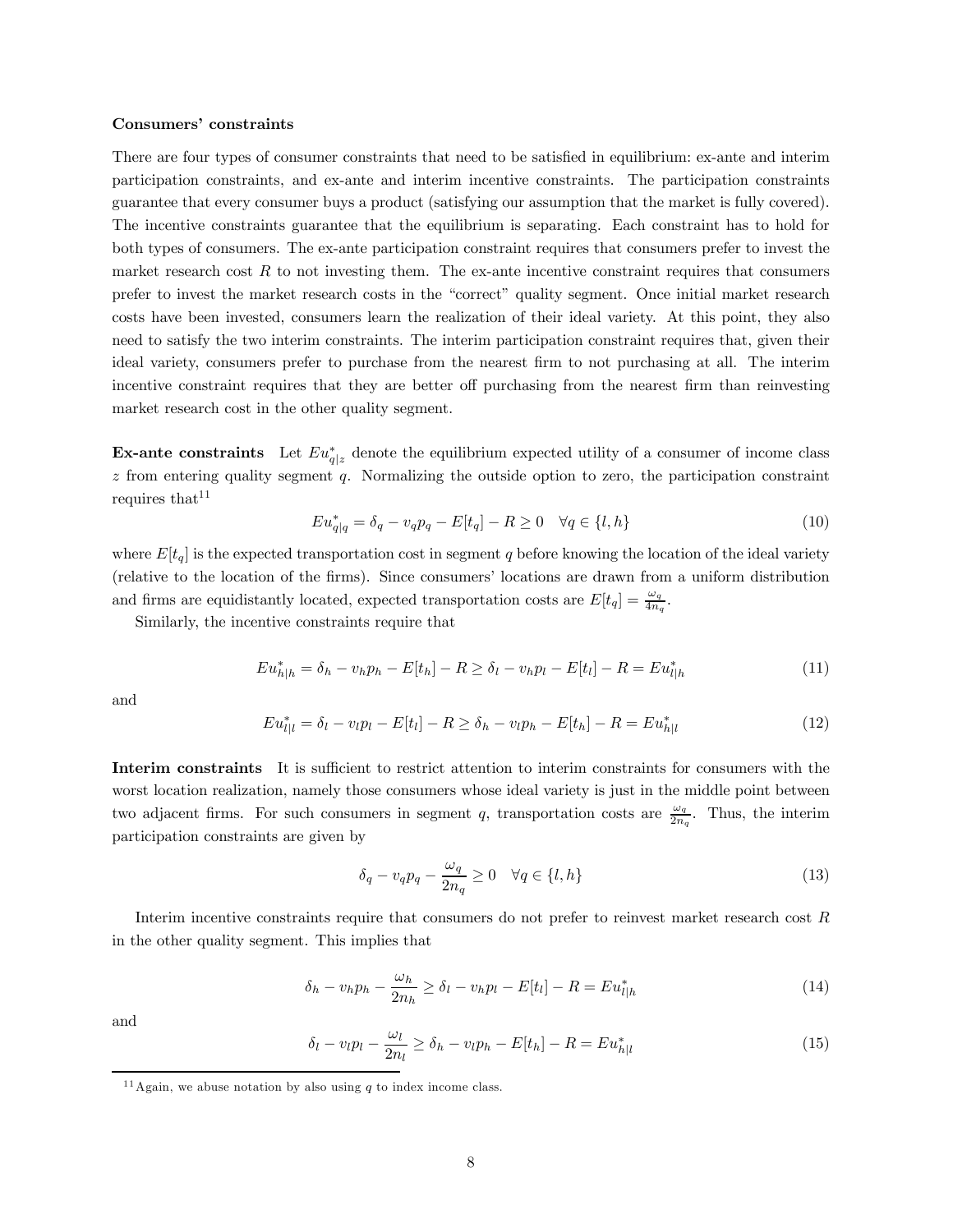**Consumers' constraints**

There are four types of consumer constraints that need to be satisfied in equilibrium: ex-ante and interim participation constraints, and ex-ante and interim incentive constraints. The participation constraints guarantee that every consumer buys a product (satisfying our assumption that the market is fully covered). The incentive constraints guarantee that the equilibrium is separating. Each constraint has to hold for both types of consumers. The ex-ante participation constraint requires that consumers prefer to invest the market research cost $R$ to not investing them. The ex-ante incentive constraint requires that consumers prefer to invest the market research costs in the "correct" quality segment. Once initial market research costs have been invested, consumers learn the realization of their ideal variety. At this point, they also need to satisfy the two interim constraints. The interim participation constraint requires that, given their ideal variety, consumers prefer to purchase from the nearest firm to not purchasing at all. The interim incentive constraint requires that they are better off purchasing from the nearest firm than reinvesting market research cost in the other quality segment.

**Ex-ante constraints** Let $Eu^*_{q|z}$ denote the equilibrium expected utility of a consumer of income class $z$ from entering quality segment $q$. Normalizing the outside option to zero, the participation constraint requires that[11]

$$Eu^*_{q|q} = \delta_q - v_q p_q - E[t_q] - R \geq 0 \quad \forall q \in \{l, h\} \tag{10}$$

where $E[t_q]$ is the expected transportation cost in segment $q$ before knowing the location of the ideal variety (relative to the location of the firms). Since consumers' locations are drawn from a uniform distribution and firms are equidistantly located, expected transportation costs are $E[t_q] = \frac{\omega_q}{4n_q}$.

Similarly, the incentive constraints require that

$$Eu^*_{h|h} = \delta_h - v_h p_h - E[t_h] - R \geq \delta_l - v_h p_l - E[t_l] - R = Eu^*_{l|h} \tag{11}$$

and

$$Eu^*_{l|l} = \delta_l - v_l p_l - E[t_l] - R \geq \delta_h - v_l p_h - E[t_h] - R = Eu^*_{h|l} \tag{12}$$

**Interim constraints** It is sufficient to restrict attention to interim constraints for consumers with the worst location realization, namely those consumers whose ideal variety is just in the middle point between two adjacent firms. For such consumers in segment $q$, transportation costs are $\frac{\omega_q}{2n_q}$. Thus, the interim participation constraints are given by

$$\delta_q - v_q p_q - \frac{\omega_q}{2n_q} \geq 0 \quad \forall q \in \{l, h\} \tag{13}$$

Interim incentive constraints require that consumers do not prefer to reinvest market research cost $R$ in the other quality segment. This implies that

$$\delta_h - v_h p_h - \frac{\omega_h}{2n_h} \geq \delta_l - v_h p_l - E[t_l] - R = Eu^*_{l|h} \tag{14}$$

and

$$\delta_l - v_l p_l - \frac{\omega_l}{2n_l} \geq \delta_h - v_l p_h - E[t_h] - R = Eu^*_{h|l} \tag{15}$$

[11] Again, we abuse notation by also using $q$ to index income class.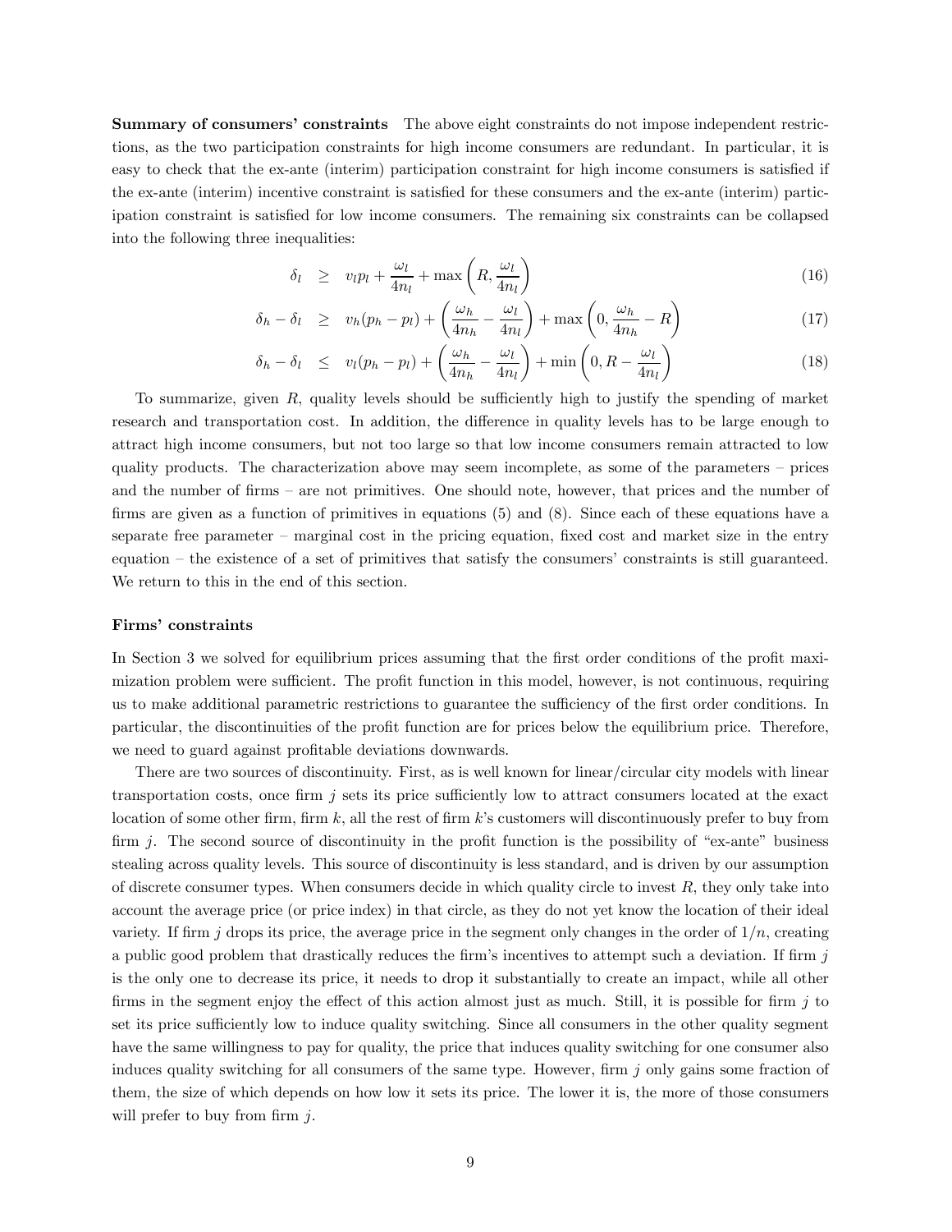**Summary of consumers' constraints** The above eight constraints do not impose independent restrictions, as the two participation constraints for high income consumers are redundant. In particular, it is easy to check that the ex-ante (interim) participation constraint for high income consumers is satisfied if the ex-ante (interim) incentive constraint is satisfied for these consumers and the ex-ante (interim) participation constraint is satisfied for low income consumers. The remaining six constraints can be collapsed into the following three inequalities:

$$\delta_l \geq v_l p_l + \frac{\omega_l}{4n_l} + \max\left(R, \frac{\omega_l}{4n_l}\right) \tag{16}$$

$$\delta_h - \delta_l \geq v_h(p_h - p_l) + \left(\frac{\omega_h}{4n_h} - \frac{\omega_l}{4n_l}\right) + \max\left(0, \frac{\omega_h}{4n_h} - R\right) \tag{17}$$

$$\delta_h - \delta_l \leq v_l(p_h - p_l) + \left(\frac{\omega_h}{4n_h} - \frac{\omega_l}{4n_l}\right) + \min\left(0, R - \frac{\omega_l}{4n_l}\right) \tag{18}$$

To summarize, given $R$, quality levels should be sufficiently high to justify the spending of market research and transportation cost. In addition, the difference in quality levels has to be large enough to attract high income consumers, but not too large so that low income consumers remain attracted to low quality products. The characterization above may seem incomplete, as some of the parameters – prices and the number of firms – are not primitives. One should note, however, that prices and the number of firms are given as a function of primitives in equations (5) and (8). Since each of these equations have a separate free parameter – marginal cost in the pricing equation, fixed cost and market size in the entry equation – the existence of a set of primitives that satisfy the consumers' constraints is still guaranteed. We return to this in the end of this section.

**Firms' constraints**

In Section 3 we solved for equilibrium prices assuming that the first order conditions of the profit maximization problem were sufficient. The profit function in this model, however, is not continuous, requiring us to make additional parametric restrictions to guarantee the sufficiency of the first order conditions. In particular, the discontinuities of the profit function are for prices below the equilibrium price. Therefore, we need to guard against profitable deviations downwards.

There are two sources of discontinuity. First, as is well known for linear/circular city models with linear transportation costs, once firm $j$ sets its price sufficiently low to attract consumers located at the exact location of some other firm, firm $k$, all the rest of firm $k$'s customers will discontinuously prefer to buy from firm $j$. The second source of discontinuity in the profit function is the possibility of "ex-ante" business stealing across quality levels. This source of discontinuity is less standard, and is driven by our assumption of discrete consumer types. When consumers decide in which quality circle to invest $R$, they only take into account the average price (or price index) in that circle, as they do not yet know the location of their ideal variety. If firm $j$ drops its price, the average price in the segment only changes in the order of $1/n$, creating a public good problem that drastically reduces the firm's incentives to attempt such a deviation. If firm $j$ is the only one to decrease its price, it needs to drop it substantially to create an impact, while all other firms in the segment enjoy the effect of this action almost just as much. Still, it is possible for firm $j$ to set its price sufficiently low to induce quality switching. Since all consumers in the other quality segment have the same willingness to pay for quality, the price that induces quality switching for one consumer also induces quality switching for all consumers of the same type. However, firm $j$ only gains some fraction of them, the size of which depends on how low it sets its price. The lower it is, the more of those consumers will prefer to buy from firm $j$.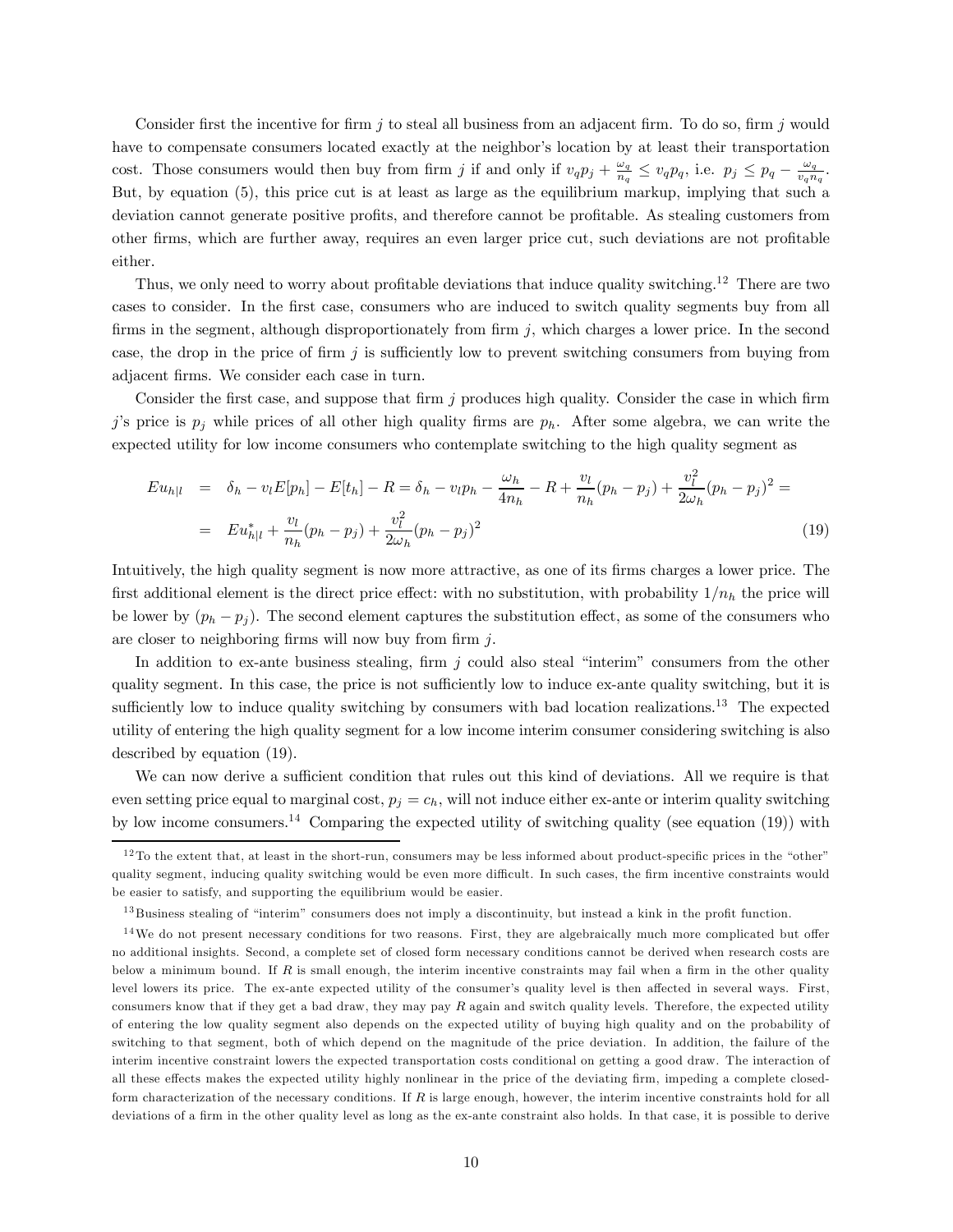Consider first the incentive for firm $j$ to steal all business from an adjacent firm. To do so, firm $j$ would have to compensate consumers located exactly at the neighbor's location by at least their transportation cost. Those consumers would then buy from firm $j$ if and only if $v_q p_j + \frac{\omega_q}{n_q} \leq v_q p_q$, i.e. $p_j \leq p_q - \frac{\omega_q}{v_q n_q}$. But, by equation (5), this price cut is at least as large as the equilibrium markup, implying that such a deviation cannot generate positive profits, and therefore cannot be profitable. As stealing customers from other firms, which are further away, requires an even larger price cut, such deviations are not profitable either.

Thus, we only need to worry about profitable deviations that induce quality switching.[12] There are two cases to consider. In the first case, consumers who are induced to switch quality segments buy from all firms in the segment, although disproportionately from firm $j$, which charges a lower price. In the second case, the drop in the price of firm $j$ is sufficiently low to prevent switching consumers from buying from adjacent firms. We consider each case in turn.

Consider the first case, and suppose that firm $j$ produces high quality. Consider the case in which firm $j$'s price is $p_j$ while prices of all other high quality firms are $p_h$. After some algebra, we can write the expected utility for low income consumers who contemplate switching to the high quality segment as

$$
\begin{aligned}
Eu_{h|l} &= \delta_h - v_l E[p_h] - E[t_h] - R = \delta_h - v_l p_h - \frac{\omega_h}{4n_h} - R + \frac{v_l}{n_h}(p_h - p_j) + \frac{v_l^2}{2\omega_h}(p_h - p_j)^2 = \\
&= Eu^*_{h|l} + \frac{v_l}{n_h}(p_h - p_j) + \frac{v_l^2}{2\omega_h}(p_h - p_j)^2 \qquad (19)
\end{aligned}
$$

Intuitively, the high quality segment is now more attractive, as one of its firms charges a lower price. The first additional element is the direct price effect: with no substitution, with probability $1/n_h$ the price will be lower by $(p_h - p_j)$. The second element captures the substitution effect, as some of the consumers who are closer to neighboring firms will now buy from firm $j$.

In addition to ex-ante business stealing, firm $j$ could also steal "interim" consumers from the other quality segment. In this case, the price is not sufficiently low to induce ex-ante quality switching, but it is sufficiently low to induce quality switching by consumers with bad location realizations.[13] The expected utility of entering the high quality segment for a low income interim consumer considering switching is also described by equation (19).

We can now derive a sufficient condition that rules out this kind of deviations. All we require is that even setting price equal to marginal cost, $p_j = c_h$, will not induce either ex-ante or interim quality switching by low income consumers.[14] Comparing the expected utility of switching quality (see equation (19)) with

[12] To the extent that, at least in the short-run, consumers may be less informed about product-specific prices in the "other" quality segment, inducing quality switching would be even more difficult. In such cases, the firm incentive constraints would be easier to satisfy, and supporting the equilibrium would be easier.

[13] Business stealing of "interim" consumers does not imply a discontinuity, but instead a kink in the profit function.

[14] We do not present necessary conditions for two reasons. First, they are algebraically much more complicated but offer no additional insights. Second, a complete set of closed form necessary conditions cannot be derived when research costs are below a minimum bound. If $R$ is small enough, the interim incentive constraints may fail when a firm in the other quality level lowers its price. The ex-ante expected utility of the consumer's quality level is then affected in several ways. First, consumers know that if they get a bad draw, they may pay $R$ again and switch quality levels. Therefore, the expected utility of entering the low quality segment also depends on the expected utility of buying high quality and on the probability of switching to that segment, both of which depend on the magnitude of the price deviation. In addition, the failure of the interim incentive constraint lowers the expected transportation costs conditional on getting a good draw. The interaction of all these effects makes the expected utility highly nonlinear in the price of the deviating firm, impeding a complete closed-form characterization of the necessary conditions. If $R$ is large enough, however, the interim incentive constraints hold for all deviations of a firm in the other quality level as long as the ex-ante constraint also holds. In that case, it is possible to derive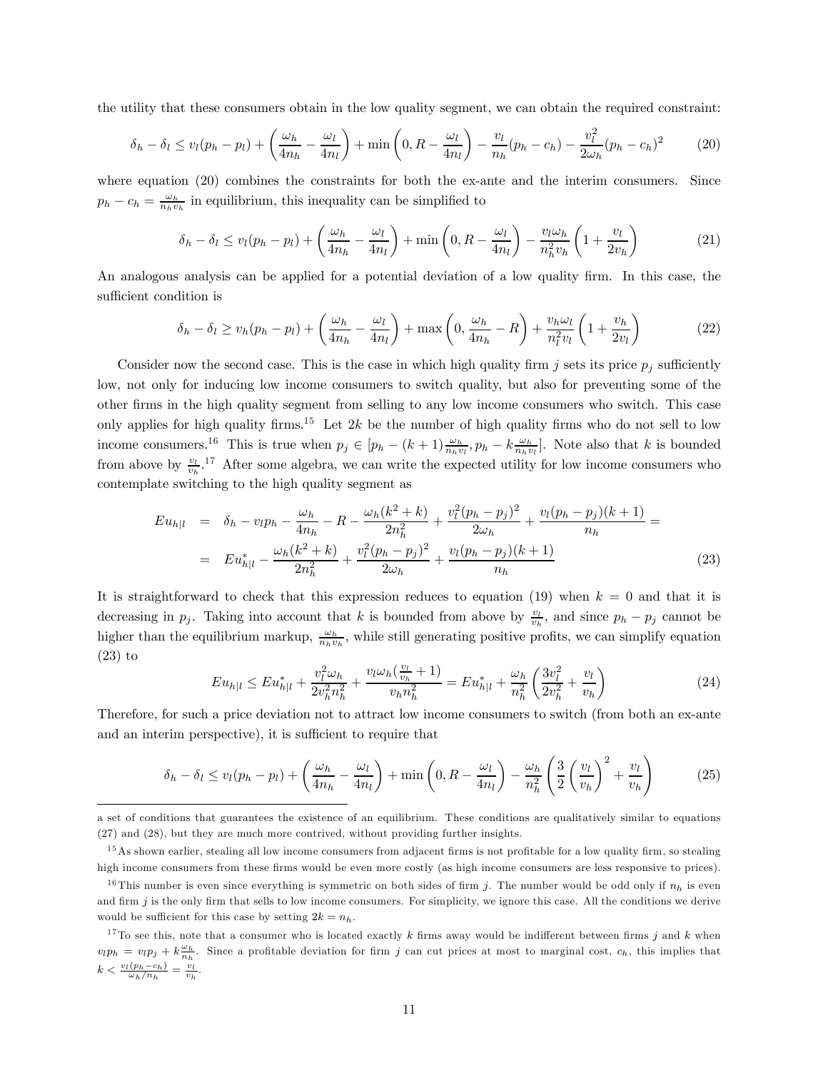the utility that these consumers obtain in the low quality segment, we can obtain the required constraint:

$$\delta_h - \delta_l \leq v_l(p_h - p_l) + \left(\frac{\omega_h}{4n_h} - \frac{\omega_l}{4n_l}\right) + \min\left(0, R - \frac{\omega_l}{4n_l}\right) - \frac{v_l}{n_h}(p_h - c_h) - \frac{v_l^2}{2\omega_h}(p_h - c_h)^2 \tag{20}$$

where equation (20) combines the constraints for both the ex-ante and the interim consumers. Since $p_h - c_h = \frac{\omega_h}{n_h v_h}$ in equilibrium, this inequality can be simplified to

$$\delta_h - \delta_l \leq v_l(p_h - p_l) + \left(\frac{\omega_h}{4n_h} - \frac{\omega_l}{4n_l}\right) + \min\left(0, R - \frac{\omega_l}{4n_l}\right) - \frac{v_l \omega_h}{n_h^2 v_h}\left(1 + \frac{v_l}{2v_h}\right) \tag{21}$$

An analogous analysis can be applied for a potential deviation of a low quality firm. In this case, the sufficient condition is

$$\delta_h - \delta_l \geq v_h(p_h - p_l) + \left(\frac{\omega_h}{4n_h} - \frac{\omega_l}{4n_l}\right) + \max\left(0, \frac{\omega_h}{4n_h} - R\right) + \frac{v_h \omega_l}{n_l^2 v_l}\left(1 + \frac{v_h}{2v_l}\right) \tag{22}$$

Consider now the second case. This is the case in which high quality firm $j$ sets its price $p_j$ sufficiently low, not only for inducing low income consumers to switch quality, but also for preventing some of the other firms in the high quality segment from selling to any low income consumers who switch. This case only applies for high quality firms.[15] Let $2k$ be the number of high quality firms who do not sell to low income consumers.[16] This is true when $p_j \in [p_h - (k+1)\frac{\omega_h}{n_h v_l}, p_h - k\frac{\omega_h}{n_h v_l}]$. Note also that $k$ is bounded from above by $\frac{v_l}{v_h}$.[17] After some algebra, we can write the expected utility for low income consumers who contemplate switching to the high quality segment as

$$\begin{aligned} Eu_{h|l} &= \delta_h - v_l p_h - \frac{\omega_h}{4n_h} - R - \frac{\omega_h(k^2+k)}{2n_h^2} + \frac{v_l^2(p_h - p_j)^2}{2\omega_h} + \frac{v_l(p_h - p_j)(k+1)}{n_h} = \\ &= Eu^*_{h|l} - \frac{\omega_h(k^2+k)}{2n_h^2} + \frac{v_l^2(p_h - p_j)^2}{2\omega_h} + \frac{v_l(p_h - p_j)(k+1)}{n_h} \end{aligned} \tag{23}$$

It is straightforward to check that this expression reduces to equation (19) when $k = 0$ and that it is decreasing in $p_j$. Taking into account that $k$ is bounded from above by $\frac{v_l}{v_h}$, and since $p_h - p_j$ cannot be higher than the equilibrium markup, $\frac{\omega_h}{n_h v_h}$, while still generating positive profits, we can simplify equation (23) to

$$Eu_{h|l} \leq Eu^*_{h|l} + \frac{v_l^2 \omega_h}{2v_h^2 n_h^2} + \frac{v_l \omega_h(\frac{v_l}{v_h} + 1)}{v_h n_h^2} = Eu^*_{h|l} + \frac{\omega_h}{n_h^2}\left(\frac{3v_l^2}{2v_h^2} + \frac{v_l}{v_h}\right) \tag{24}$$

Therefore, for such a price deviation not to attract low income consumers to switch (from both an ex-ante and an interim perspective), it is sufficient to require that

$$\delta_h - \delta_l \leq v_l(p_h - p_l) + \left(\frac{\omega_h}{4n_h} - \frac{\omega_l}{4n_l}\right) + \min\left(0, R - \frac{\omega_l}{4n_l}\right) - \frac{\omega_h}{n_h^2}\left(\frac{3}{2}\left(\frac{v_l}{v_h}\right)^2 + \frac{v_l}{v_h}\right) \tag{25}$$

---

a set of conditions that guarantees the existence of an equilibrium. These conditions are qualitatively similar to equations (27) and (28), but they are much more contrived, without providing further insights.

[15] As shown earlier, stealing all low income consumers from adjacent firms is not profitable for a low quality firm, so stealing high income consumers from these firms would be even more costly (as high income consumers are less responsive to prices).

[16] This number is even since everything is symmetric on both sides of firm $j$. The number would be odd only if $n_h$ is even and firm $j$ is the only firm that sells to low income consumers. For simplicity, we ignore this case. All the conditions we derive would be sufficient for this case by setting $2k = n_h$.

[17] To see this, note that a consumer who is located exactly $k$ firms away would be indifferent between firms $j$ and $k$ when $v_l p_h = v_l p_j + k\frac{\omega_h}{n_h}$. Since a profitable deviation for firm $j$ can cut prices at most to marginal cost, $c_h$, this implies that $k < \frac{v_l(p_h - c_h)}{\omega_h / n_h} = \frac{v_l}{v_h}$.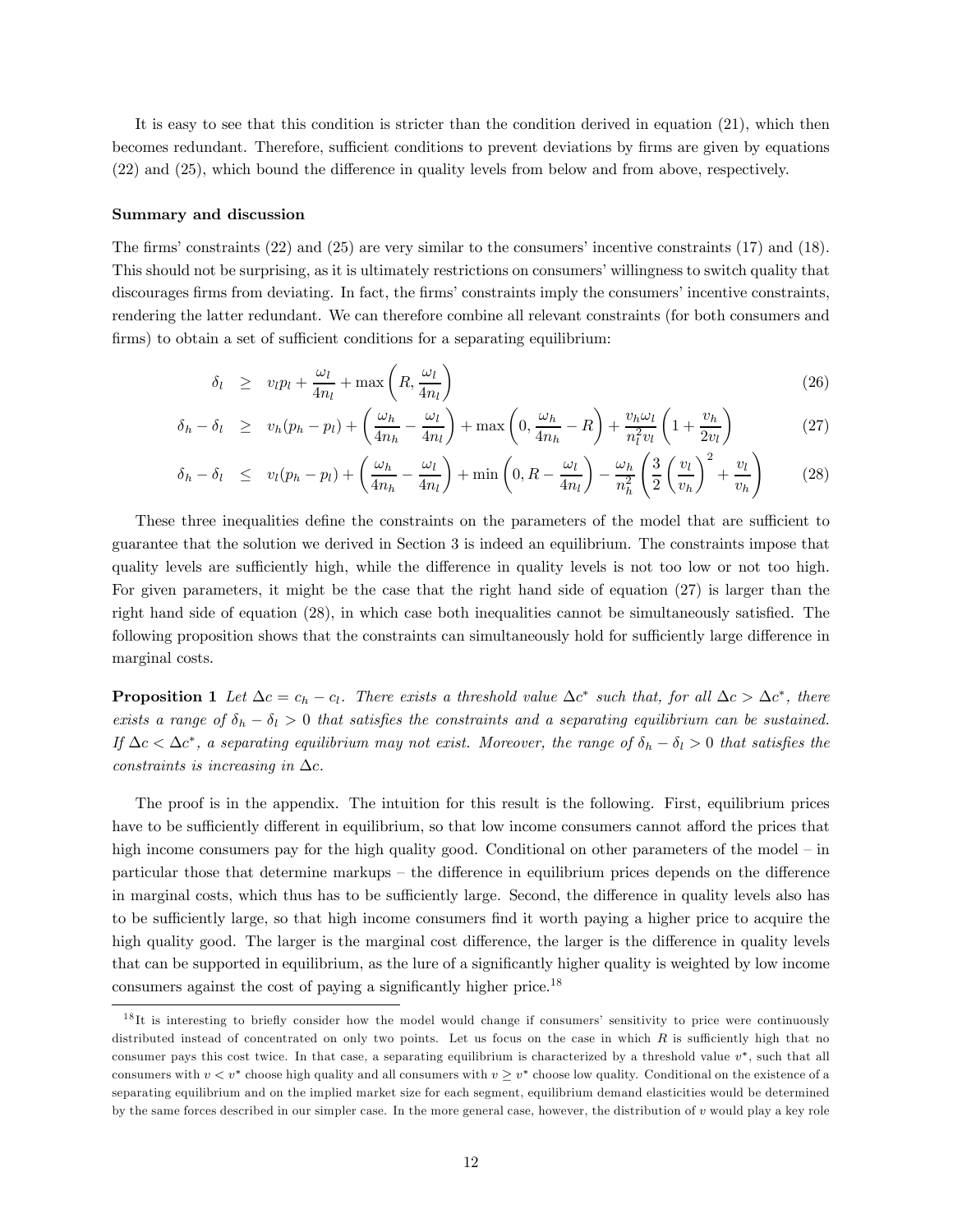It is easy to see that this condition is stricter than the condition derived in equation (21), which then becomes redundant. Therefore, sufficient conditions to prevent deviations by firms are given by equations (22) and (25), which bound the difference in quality levels from below and from above, respectively.

**Summary and discussion**

The firms' constraints (22) and (25) are very similar to the consumers' incentive constraints (17) and (18). This should not be surprising, as it is ultimately restrictions on consumers' willingness to switch quality that discourages firms from deviating. In fact, the firms' constraints imply the consumers' incentive constraints, rendering the latter redundant. We can therefore combine all relevant constraints (for both consumers and firms) to obtain a set of sufficient conditions for a separating equilibrium:

$$\delta_l \geq v_l p_l + \frac{\omega_l}{4n_l} + \max\left(R, \frac{\omega_l}{4n_l}\right) \tag{26}$$

$$\delta_h - \delta_l \geq v_h(p_h - p_l) + \left(\frac{\omega_h}{4n_h} - \frac{\omega_l}{4n_l}\right) + \max\left(0, \frac{\omega_h}{4n_h} - R\right) + \frac{v_h \omega_l}{n_l^2 v_l}\left(1 + \frac{v_h}{2v_l}\right) \tag{27}$$

$$\delta_h - \delta_l \leq v_l(p_h - p_l) + \left(\frac{\omega_h}{4n_h} - \frac{\omega_l}{4n_l}\right) + \min\left(0, R - \frac{\omega_l}{4n_l}\right) - \frac{\omega_h}{n_h^2}\left(\frac{3}{2}\left(\frac{v_l}{v_h}\right)^2 + \frac{v_l}{v_h}\right) \tag{28}$$

These three inequalities define the constraints on the parameters of the model that are sufficient to guarantee that the solution we derived in Section 3 is indeed an equilibrium. The constraints impose that quality levels are sufficiently high, while the difference in quality levels is not too low or not too high. For given parameters, it might be the case that the right hand side of equation (27) is larger than the right hand side of equation (28), in which case both inequalities cannot be simultaneously satisfied. The following proposition shows that the constraints can simultaneously hold for sufficiently large difference in marginal costs.

**Proposition 1** *Let $\Delta c = c_h - c_l$. There exists a threshold value $\Delta c^*$ such that, for all $\Delta c > \Delta c^*$, there exists a range of $\delta_h - \delta_l > 0$ that satisfies the constraints and a separating equilibrium can be sustained. If $\Delta c < \Delta c^*$, a separating equilibrium may not exist. Moreover, the range of $\delta_h - \delta_l > 0$ that satisfies the constraints is increasing in $\Delta c$.*

The proof is in the appendix. The intuition for this result is the following. First, equilibrium prices have to be sufficiently different in equilibrium, so that low income consumers cannot afford the prices that high income consumers pay for the high quality good. Conditional on other parameters of the model – in particular those that determine markups – the difference in equilibrium prices depends on the difference in marginal costs, which thus has to be sufficiently large. Second, the difference in quality levels also has to be sufficiently large, so that high income consumers find it worth paying a higher price to acquire the high quality good. The larger is the marginal cost difference, the larger is the difference in quality levels that can be supported in equilibrium, as the lure of a significantly higher quality is weighted by low income consumers against the cost of paying a significantly higher price.[18]

[18] It is interesting to briefly consider how the model would change if consumers' sensitivity to price were continuously distributed instead of concentrated on only two points. Let us focus on the case in which $R$ is sufficiently high that no consumer pays this cost twice. In that case, a separating equilibrium is characterized by a threshold value $v^*$, such that all consumers with $v < v^*$ choose high quality and all consumers with $v \geq v^*$ choose low quality. Conditional on the existence of a separating equilibrium and on the implied market size for each segment, equilibrium demand elasticities would be determined by the same forces described in our simpler case. In the more general case, however, the distribution of $v$ would play a key role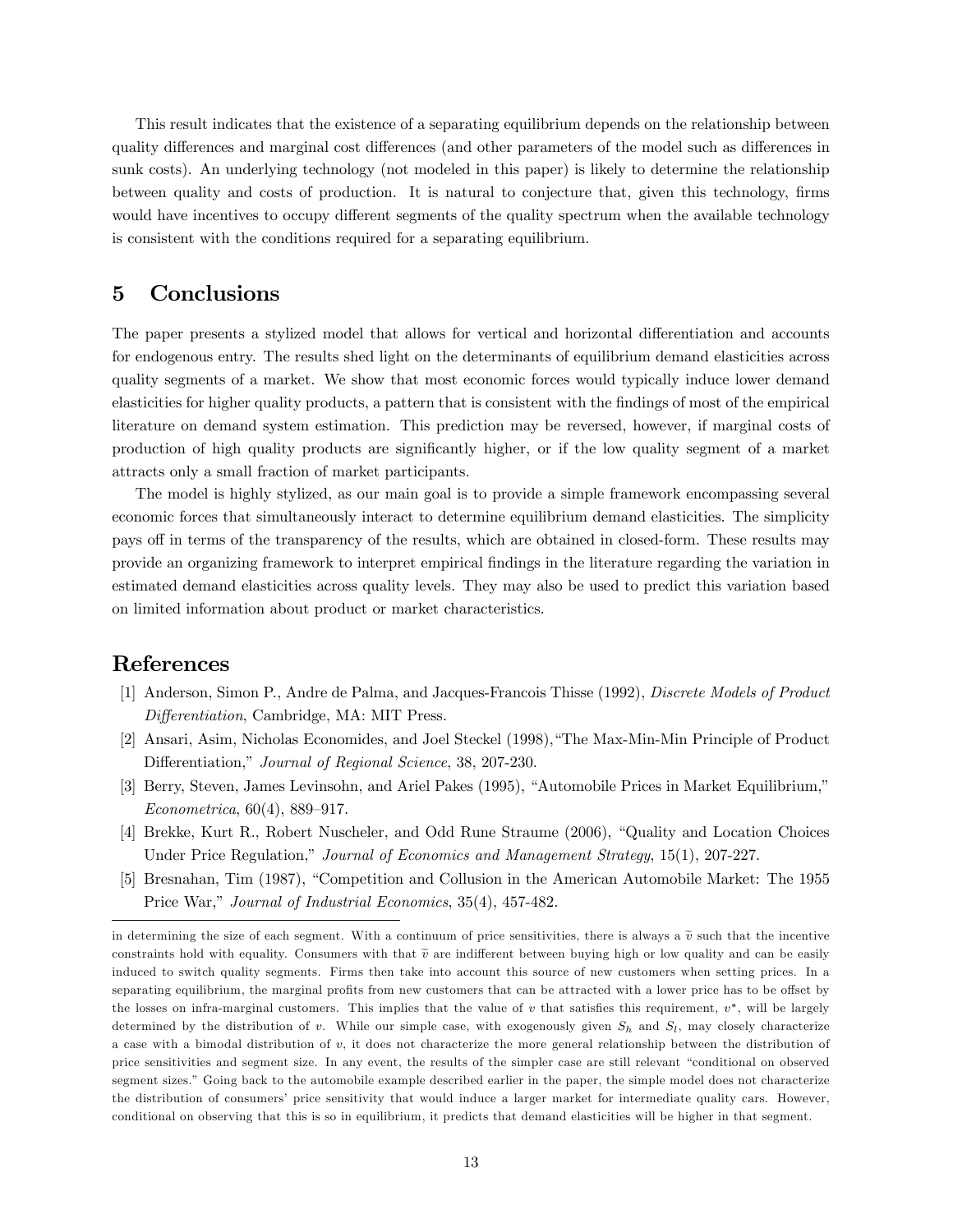This result indicates that the existence of a separating equilibrium depends on the relationship between quality differences and marginal cost differences (and other parameters of the model such as differences in sunk costs). An underlying technology (not modeled in this paper) is likely to determine the relationship between quality and costs of production. It is natural to conjecture that, given this technology, firms would have incentives to occupy different segments of the quality spectrum when the available technology is consistent with the conditions required for a separating equilibrium.

## 5 Conclusions

The paper presents a stylized model that allows for vertical and horizontal differentiation and accounts for endogenous entry. The results shed light on the determinants of equilibrium demand elasticities across quality segments of a market. We show that most economic forces would typically induce lower demand elasticities for higher quality products, a pattern that is consistent with the findings of most of the empirical literature on demand system estimation. This prediction may be reversed, however, if marginal costs of production of high quality products are significantly higher, or if the low quality segment of a market attracts only a small fraction of market participants.

The model is highly stylized, as our main goal is to provide a simple framework encompassing several economic forces that simultaneously interact to determine equilibrium demand elasticities. The simplicity pays off in terms of the transparency of the results, which are obtained in closed-form. These results may provide an organizing framework to interpret empirical findings in the literature regarding the variation in estimated demand elasticities across quality levels. They may also be used to predict this variation based on limited information about product or market characteristics.

## References

[1] Anderson, Simon P., Andre de Palma, and Jacques-Francois Thisse (1992), *Discrete Models of Product Differentiation*, Cambridge, MA: MIT Press.

[2] Ansari, Asim, Nicholas Economides, and Joel Steckel (1998), "The Max-Min-Min Principle of Product Differentiation," *Journal of Regional Science*, 38, 207-230.

[3] Berry, Steven, James Levinsohn, and Ariel Pakes (1995), "Automobile Prices in Market Equilibrium," *Econometrica*, 60(4), 889–917.

[4] Brekke, Kurt R., Robert Nuscheler, and Odd Rune Straume (2006), "Quality and Location Choices Under Price Regulation," *Journal of Economics and Management Strategy*, 15(1), 207-227.

[5] Bresnahan, Tim (1987), "Competition and Collusion in the American Automobile Market: The 1955 Price War," *Journal of Industrial Economics*, 35(4), 457-482.

---

in determining the size of each segment. With a continuum of price sensitivities, there is always a $\widetilde{v}$ such that the incentive constraints hold with equality. Consumers with that $\widetilde{v}$ are indifferent between buying high or low quality and can be easily induced to switch quality segments. Firms then take into account this source of new customers when setting prices. In a separating equilibrium, the marginal profits from new customers that can be attracted with a lower price has to be offset by the losses on infra-marginal customers. This implies that the value of $v$ that satisfies this requirement, $v^*$, will be largely determined by the distribution of $v$. While our simple case, with exogenously given $S_h$ and $S_l$, may closely characterize a case with a bimodal distribution of $v$, it does not characterize the more general relationship between the distribution of price sensitivities and segment size. In any event, the results of the simpler case are still relevant "conditional on observed segment sizes." Going back to the automobile example described earlier in the paper, the simple model does not characterize the distribution of consumers' price sensitivity that would induce a larger market for intermediate quality cars. However, conditional on observing that this is so in equilibrium, it predicts that demand elasticities will be higher in that segment.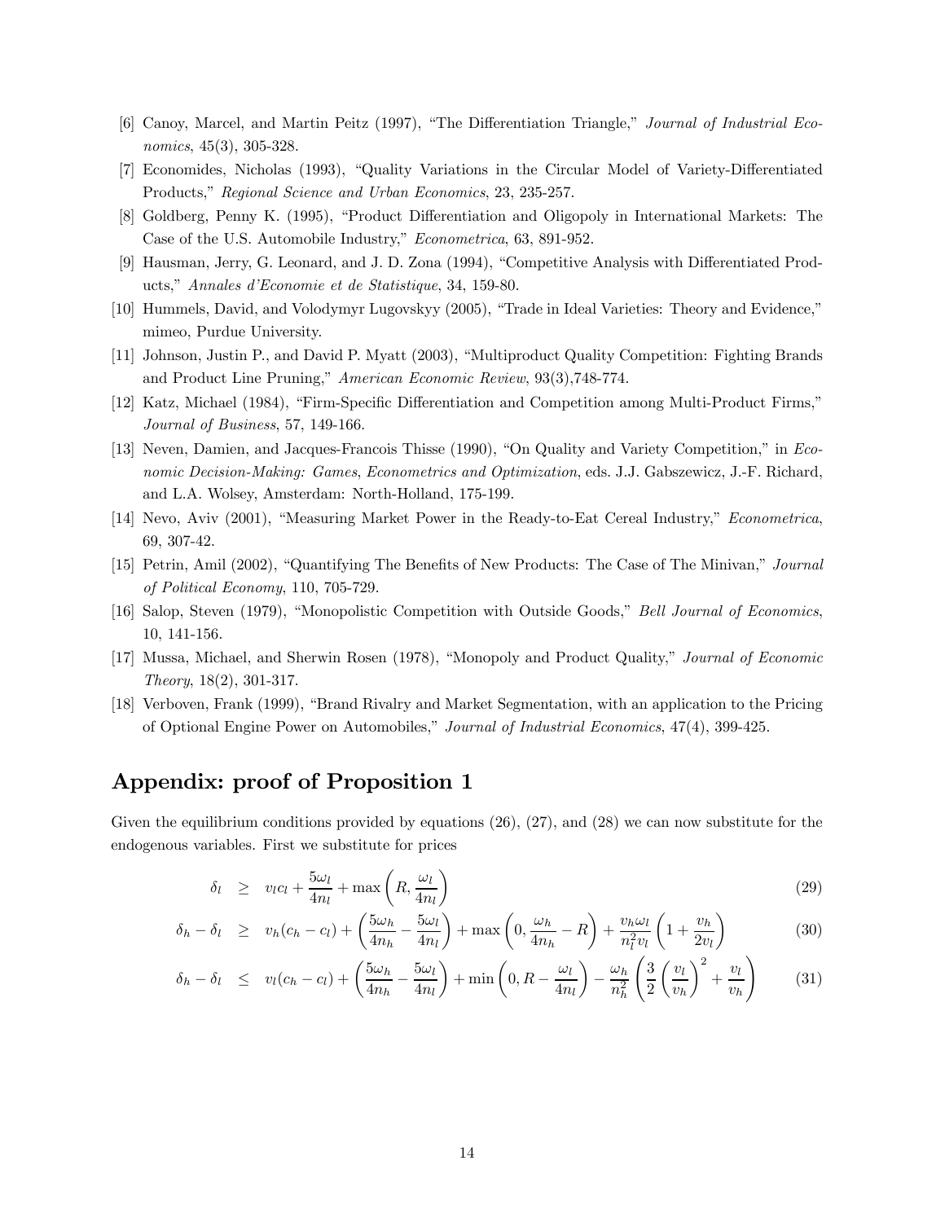[6] Canoy, Marcel, and Martin Peitz (1997), "The Differentiation Triangle," *Journal of Industrial Economics*, 45(3), 305-328.

[7] Economides, Nicholas (1993), "Quality Variations in the Circular Model of Variety-Differentiated Products," *Regional Science and Urban Economics*, 23, 235-257.

[8] Goldberg, Penny K. (1995), "Product Differentiation and Oligopoly in International Markets: The Case of the U.S. Automobile Industry," *Econometrica*, 63, 891-952.

[9] Hausman, Jerry, G. Leonard, and J. D. Zona (1994), "Competitive Analysis with Differentiated Products," *Annales d'Economie et de Statistique*, 34, 159-80.

[10] Hummels, David, and Volodymyr Lugovskyy (2005), "Trade in Ideal Varieties: Theory and Evidence," mimeo, Purdue University.

[11] Johnson, Justin P., and David P. Myatt (2003), "Multiproduct Quality Competition: Fighting Brands and Product Line Pruning," *American Economic Review*, 93(3),748-774.

[12] Katz, Michael (1984), "Firm-Specific Differentiation and Competition among Multi-Product Firms," *Journal of Business*, 57, 149-166.

[13] Neven, Damien, and Jacques-Francois Thisse (1990), "On Quality and Variety Competition," in *Economic Decision-Making: Games, Econometrics and Optimization*, eds. J.J. Gabszewicz, J.-F. Richard, and L.A. Wolsey, Amsterdam: North-Holland, 175-199.

[14] Nevo, Aviv (2001), "Measuring Market Power in the Ready-to-Eat Cereal Industry," *Econometrica*, 69, 307-42.

[15] Petrin, Amil (2002), "Quantifying The Benefits of New Products: The Case of The Minivan," *Journal of Political Economy*, 110, 705-729.

[16] Salop, Steven (1979), "Monopolistic Competition with Outside Goods," *Bell Journal of Economics*, 10, 141-156.

[17] Mussa, Michael, and Sherwin Rosen (1978), "Monopoly and Product Quality," *Journal of Economic Theory*, 18(2), 301-317.

[18] Verboven, Frank (1999), "Brand Rivalry and Market Segmentation, with an application to the Pricing of Optional Engine Power on Automobiles," *Journal of Industrial Economics*, 47(4), 399-425.

## Appendix: proof of Proposition 1

Given the equilibrium conditions provided by equations (26), (27), and (28) we can now substitute for the endogenous variables. First we substitute for prices

$$\delta_l \geq v_l c_l + \frac{5\omega_l}{4n_l} + \max\left(R, \frac{\omega_l}{4n_l}\right) \tag{29}$$

$$\delta_h - \delta_l \geq v_h(c_h - c_l) + \left(\frac{5\omega_h}{4n_h} - \frac{5\omega_l}{4n_l}\right) + \max\left(0, \frac{\omega_h}{4n_h} - R\right) + \frac{v_h \omega_l}{n_l^2 v_l}\left(1 + \frac{v_h}{2v_l}\right) \tag{30}$$

$$\delta_h - \delta_l \leq v_l(c_h - c_l) + \left(\frac{5\omega_h}{4n_h} - \frac{5\omega_l}{4n_l}\right) + \min\left(0, R - \frac{\omega_l}{4n_l}\right) - \frac{\omega_h}{n_h^2}\left(\frac{3}{2}\left(\frac{v_l}{v_h}\right)^2 + \frac{v_l}{v_h}\right) \tag{31}$$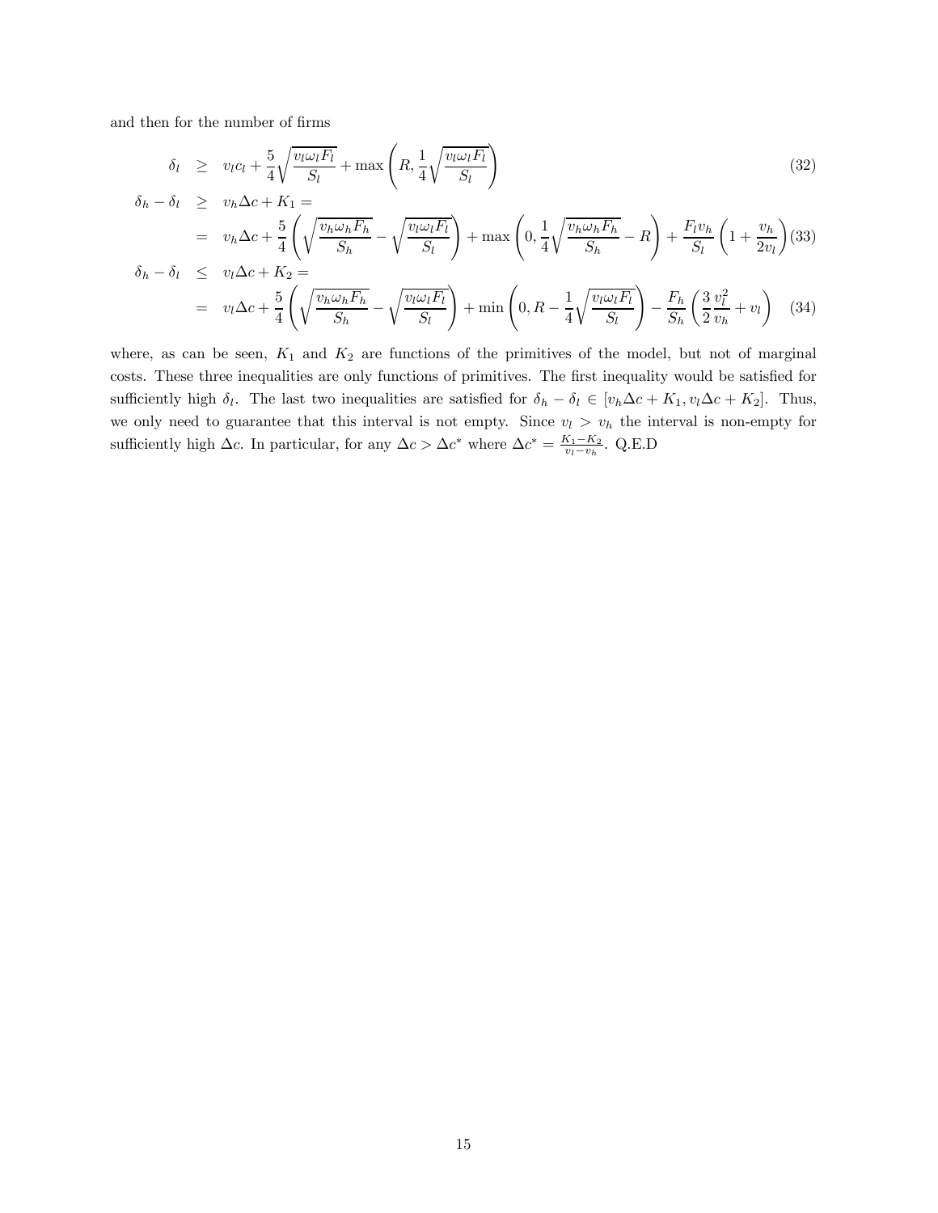and then for the number of firms

$$
\begin{aligned}
\delta_l &\geq v_l c_l + \frac{5}{4}\sqrt{\frac{v_l \omega_l F_l}{S_l}} + \max\left(R, \frac{1}{4}\sqrt{\frac{v_l \omega_l F_l}{S_l}}\right) && (32) \\
\delta_h - \delta_l &\geq v_h \Delta c + K_1 = \\
&= v_h \Delta c + \frac{5}{4}\left(\sqrt{\frac{v_h \omega_h F_h}{S_h}} - \sqrt{\frac{v_l \omega_l F_l}{S_l}}\right) + \max\left(0, \frac{1}{4}\sqrt{\frac{v_h \omega_h F_h}{S_h}} - R\right) + \frac{F_l v_h}{S_l}\left(1 + \frac{v_h}{2 v_l}\right) && (33) \\
\delta_h - \delta_l &\leq v_l \Delta c + K_2 = \\
&= v_l \Delta c + \frac{5}{4}\left(\sqrt{\frac{v_h \omega_h F_h}{S_h}} - \sqrt{\frac{v_l \omega_l F_l}{S_l}}\right) + \min\left(0, R - \frac{1}{4}\sqrt{\frac{v_l \omega_l F_l}{S_l}}\right) - \frac{F_h}{S_h}\left(\frac{3}{2}\frac{v_l^2}{v_h} + v_l\right) && (34)
\end{aligned}
$$

where, as can be seen, $K_1$ and $K_2$ are functions of the primitives of the model, but not of marginal costs. These three inequalities are only functions of primitives. The first inequality would be satisfied for sufficiently high $\delta_l$. The last two inequalities are satisfied for $\delta_h - \delta_l \in [v_h \Delta c + K_1, v_l \Delta c + K_2]$. Thus, we only need to guarantee that this interval is not empty. Since $v_l > v_h$ the interval is non-empty for sufficiently high $\Delta c$. In particular, for any $\Delta c > \Delta c^*$ where $\Delta c^* = \frac{K_1 - K_2}{v_l - v_h}$. Q.E.D